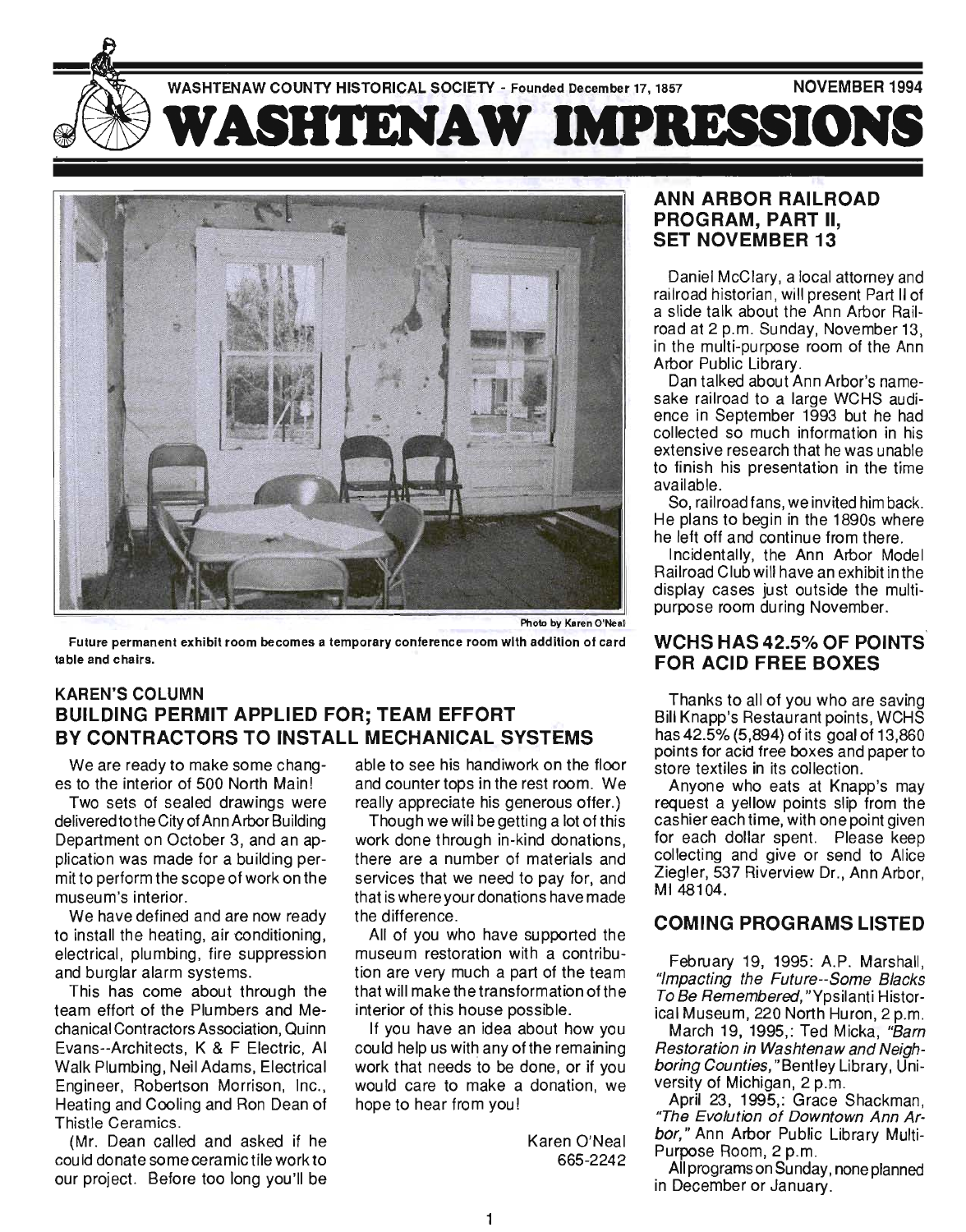WASHTENAW COUNTY HISTORICAL SOCIETY - Founded December 17, 1857 NOVEMBER 1994

# WASHTENAW IMPRESSIONS

Photo by Karen O'Neal

Future permanent exhibit room becomes a temporary conference room with addition of card table and chairs.

## KAREN'S COLUMN
## BUILDING PERMIT APPLIED FOR; TEAM EFFORT BY CONTRACTORS TO INSTALL MECHANICAL SYSTEMS

We are ready to make some changes to the interior of 500 North Main!

Two sets of sealed drawings were delivered to the City of Ann Arbor Building Department on October 3, and an application was made for a building permit to perform the scope of work on the museum's interior.

We have defined and are now ready to install the heating, air conditioning, electrical, plumbing, fire suppression and burglar alarm systems.

This has come about through the team effort of the Plumbers and Mechanical Contractors Association, Quinn Evans--Architects, K & F Electric, Al Walk Plumbing, Neil Adams, Electrical Engineer, Robertson Morrison, Inc., Heating and Cooling and Ron Dean of Thistle Ceramics.

(Mr. Dean called and asked if he could donate some ceramic tile work to our project. Before too long you'll be able to see his handiwork on the floor and counter tops in the rest room. We really appreciate his generous offer.)

Though we will be getting a lot of this work done through in-kind donations, there are a number of materials and services that we need to pay for, and that is where your donations have made the difference.

All of you who have supported the museum restoration with a contribution are very much a part of the team that will make the transformation of the interior of this house possible.

If you have an idea about how you could help us with any of the remaining work that needs to be done, or if you would care to make a donation, we hope to hear from you!

Karen O'Neal
665-2242

## ANN ARBOR RAILROAD PROGRAM, PART II, SET NOVEMBER 13

Daniel McClary, a local attorney and railroad historian, will present Part II of a slide talk about the Ann Arbor Railroad at 2 p.m. Sunday, November 13, in the multi-purpose room of the Ann Arbor Public Library.

Dan talked about Ann Arbor's namesake railroad to a large WCHS audience in September 1993 but he had collected so much information in his extensive research that he was unable to finish his presentation in the time available.

So, railroad fans, we invited him back. He plans to begin in the 1890s where he left off and continue from there.

Incidentally, the Ann Arbor Model Railroad Club will have an exhibit in the display cases just outside the multi-purpose room during November.

## WCHS HAS 42.5% OF POINTS FOR ACID FREE BOXES

Thanks to all of you who are saving Bill Knapp's Restaurant points, WCHS has 42.5% (5,894) of its goal of 13,860 points for acid free boxes and paper to store textiles in its collection.

Anyone who eats at Knapp's may request a yellow points slip from the cashier each time, with one point given for each dollar spent. Please keep collecting and give or send to Alice Ziegler, 537 Riverview Dr., Ann Arbor, MI 48104.

## COMING PROGRAMS LISTED

February 19, 1995: A.P. Marshall, *"Impacting the Future--Some Blacks To Be Remembered,"* Ypsilanti Historical Museum, 220 North Huron, 2 p.m.

March 19, 1995,: Ted Micka, *"Barn Restoration in Washtenaw and Neighboring Counties,"* Bentley Library, University of Michigan, 2 p.m.

April 23, 1995,: Grace Shackman, *"The Evolution of Downtown Ann Arbor,"* Ann Arbor Public Library Multi-Purpose Room, 2 p.m.

All programs on Sunday, none planned in December or January.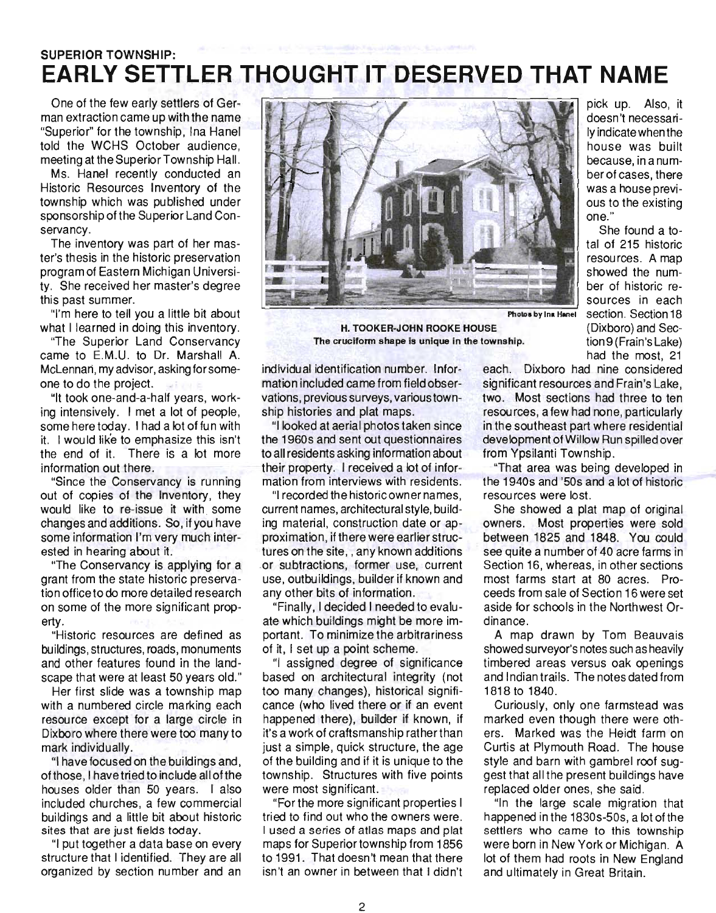SUPERIOR TOWNSHIP:

# EARLY SETTLER THOUGHT IT DESERVED THAT NAME

One of the few early settlers of German extraction came up with the name "Superior" for the township, Ina Hanel told the WCHS October audience, meeting at the Superior Township Hall.

Ms. Hanel recently conducted an Historic Resources Inventory of the township which was published under sponsorship of the Superior Land Conservancy.

The inventory was part of her master's thesis in the historic preservation program of Eastern Michigan University. She received her master's degree this past summer.

"I'm here to tell you a little bit about what I learned in doing this inventory.

"The Superior Land Conservancy came to E.M.U. to Dr. Marshall A. McLennan, my advisor, asking for someone to do the project.

"It took one-and-a-half years, working intensively. I met a lot of people, some here today. I had a lot of fun with it. I would like to emphasize this isn't the end of it. There is a lot more information out there.

"Since the Conservancy is running out of copies of the Inventory, they would like to re-issue it with some changes and additions. So, if you have some information I'm very much interested in hearing about it.

"The Conservancy is applying for a grant from the state historic preservation office to do more detailed research on some of the more significant property.

"Historic resources are defined as buildings, structures, roads, monuments and other features found in the landscape that were at least 50 years old."

Her first slide was a township map with a numbered circle marking each resource except for a large circle in Dixboro where there were too many to mark individually.

"I have focused on the buildings and, of those, I have tried to include all of the houses older than 50 years. I also included churches, a few commercial buildings and a little bit about historic sites that are just fields today.

"I put together a data base on every structure that I identified. They are all organized by section number and an individual identification number. Information included came from field observations, previous surveys, various township histories and plat maps.

"I looked at aerial photos taken since the 1960s and sent out questionnaires to all residents asking information about their property. I received a lot of information from interviews with residents.

"I recorded the historic owner names, current names, architectural style, building material, construction date or approximation, if there were earlier structures on the site, , any known additions or subtractions, former use, current use, outbuildings, builder if known and any other bits of information.

"Finally, I decided I needed to evaluate which buildings might be more important. To minimize the arbitrariness of it, I set up a point scheme.

"I assigned degree of significance based on architectural integrity (not too many changes), historical significance (who lived there or if an event happened there), builder if known, if it's a work of craftsmanship rather than just a simple, quick structure, the age of the building and if it is unique to the township. Structures with five points were most significant.

"For the more significant properties I tried to find out who the owners were. I used a series of atlas maps and plat maps for Superior township from 1856 to 1991. That doesn't mean that there isn't an owner in between that I didn't pick up. Also, it doesn't necessarily indicate when the house was built because, in a number of cases, there was a house previous to the existing one."

Photos by Ina Hanel

**H. TOOKER-JOHN ROOKE HOUSE**
**The cruciform shape is unique in the township.**

She found a total of 215 historic resources. A map showed the number of historic resources in each section. Section 18 (Dixboro) and Section 9 (Frain's Lake) had the most, 21 each. Dixboro had nine considered significant resources and Frain's Lake, two. Most sections had three to ten resources, a few had none, particularly in the southeast part where residential development of Willow Run spilled over from Ypsilanti Township.

"That area was being developed in the 1940s and '50s and a lot of historic resources were lost.

She showed a plat map of original owners. Most properties were sold between 1825 and 1848. You could see quite a number of 40 acre farms in Section 16, whereas, in other sections most farms start at 80 acres. Proceeds from sale of Section 16 were set aside for schools in the Northwest Ordinance.

A map drawn by Tom Beauvais showed surveyor's notes such as heavily timbered areas versus oak openings and Indian trails. The notes dated from 1818 to 1840.

Curiously, only one farmstead was marked even though there were others. Marked was the Heidt farm on Curtis at Plymouth Road. The house style and barn with gambrel roof suggest that all the present buildings have replaced older ones, she said.

"In the large scale migration that happened in the 1830s-50s, a lot of the settlers who came to this township were born in New York or Michigan. A lot of them had roots in New England and ultimately in Great Britain.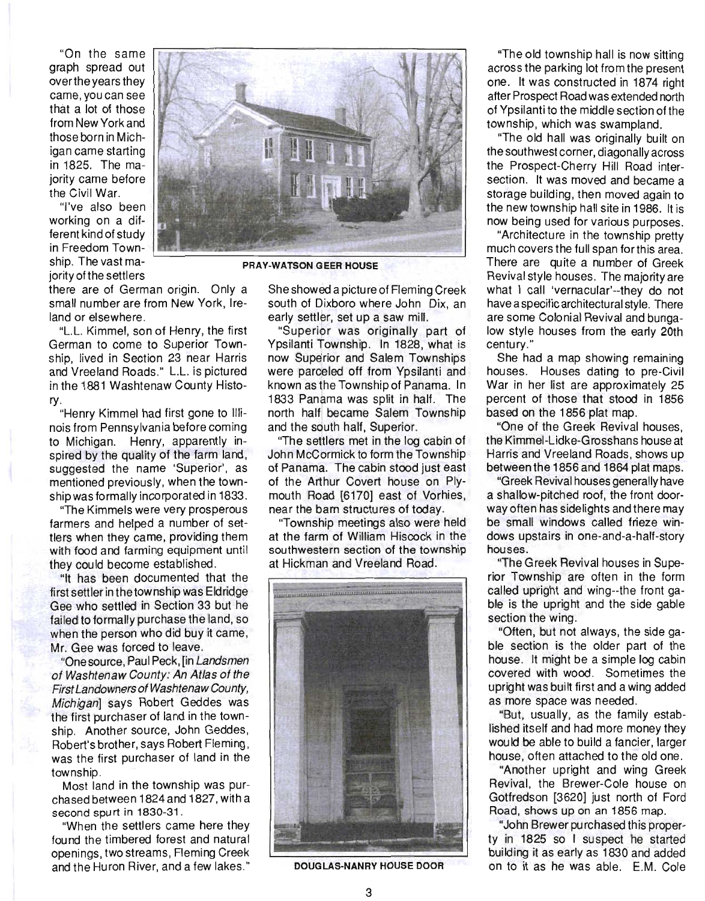"On the same graph spread out over the years they came, you can see that a lot of those from New York and those born in Michigan came starting in 1825. The majority came before the Civil War.

"I've also been working on a different kind of study in Freedom Township. The vast majority of the settlers there are of German origin. Only a small number are from New York, Ireland or elsewhere.

PRAY-WATSON GEER HOUSE

"L.L. Kimmel, son of Henry, the first German to come to Superior Township, lived in Section 23 near Harris and Vreeland Roads." L.L. is pictured in the 1881 Washtenaw County History.

"Henry Kimmel had first gone to Illinois from Pennsylvania before coming to Michigan. Henry, apparently inspired by the quality of the farm land, suggested the name 'Superior', as mentioned previously, when the township was formally incorporated in 1833.

"The Kimmels were very prosperous farmers and helped a number of settlers when they came, providing them with food and farming equipment until they could become established.

"It has been documented that the first settler in the township was Eldridge Gee who settled in Section 33 but he failed to formally purchase the land, so when the person who did buy it came, Mr. Gee was forced to leave.

"One source, Paul Peck, [in *Landsmen of Washtenaw County: An Atlas of the First Landowners of Washtenaw County, Michigan*] says Robert Geddes was the first purchaser of land in the township. Another source, John Geddes, Robert's brother, says Robert Fleming, was the first purchaser of land in the township.

Most land in the township was purchased between 1824 and 1827, with a second spurt in 1830-31.

"When the settlers came here they found the timbered forest and natural openings, two streams, Fleming Creek and the Huron River, and a few lakes."

She showed a picture of Fleming Creek south of Dixboro where John Dix, an early settler, set up a saw mill.

"Superior was originally part of Ypsilanti Township. In 1828, what is now Superior and Salem Townships were parceled off from Ypsilanti and known as the Township of Panama. In 1833 Panama was split in half. The north half became Salem Township and the south half, Superior.

"The settlers met in the log cabin of John McCormick to form the Township of Panama. The cabin stood just east of the Arthur Covert house on Plymouth Road [6170] east of Vorhies, near the barn structures of today.

"Township meetings also were held at the farm of William Hiscock in the southwestern section of the township at Hickman and Vreeland Road.

DOUGLAS-NANRY HOUSE DOOR

"The old township hall is now sitting across the parking lot from the present one. It was constructed in 1874 right after Prospect Road was extended north of Ypsilanti to the middle section of the township, which was swampland.

"The old hall was originally built on the southwest corner, diagonally across the Prospect-Cherry Hill Road intersection. It was moved and became a storage building, then moved again to the new township hall site in 1986. It is now being used for various purposes.

"Architecture in the township pretty much covers the full span for this area. There are quite a number of Greek Revival style houses. The majority are what I call 'vernacular'--they do not have a specific architectural style. There are some Colonial Revival and bungalow style houses from the early 20th century."

She had a map showing remaining houses. Houses dating to pre-Civil War in her list are approximately 25 percent of those that stood in 1856 based on the 1856 plat map.

"One of the Greek Revival houses, the Kimmel-Lidke-Grosshans house at Harris and Vreeland Roads, shows up between the 1856 and 1864 plat maps.

"Greek Revival houses generally have a shallow-pitched roof, the front doorway often has sidelights and there may be small windows called frieze windows upstairs in one-and-a-half-story houses.

"The Greek Revival houses in Superior Township are often in the form called upright and wing--the front gable is the upright and the side gable section the wing.

"Often, but not always, the side gable section is the older part of the house. It might be a simple log cabin covered with wood. Sometimes the upright was built first and a wing added as more space was needed.

"But, usually, as the family established itself and had more money they would be able to build a fancier, larger house, often attached to the old one.

"Another upright and wing Greek Revival, the Brewer-Cole house on Gotfredson [3620] just north of Ford Road, shows up on an 1856 map.

"John Brewer purchased this property in 1825 so I suspect he started building it as early as 1830 and added on to it as he was able. E.M. Cole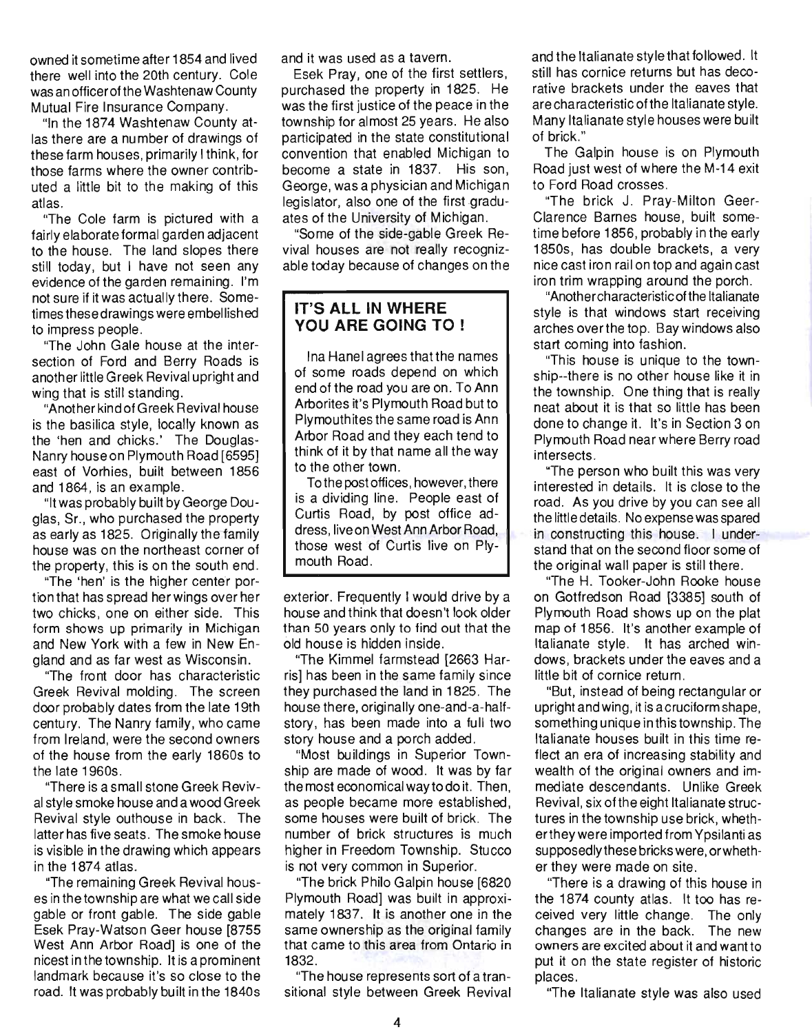owned it sometime after 1854 and lived there well into the 20th century. Cole was an officer of the Washtenaw County Mutual Fire Insurance Company.

"In the 1874 Washtenaw County atlas there are a number of drawings of these farm houses, primarily I think, for those farms where the owner contributed a little bit to the making of this atlas.

"The Cole farm is pictured with a fairly elaborate formal garden adjacent to the house. The land slopes there still today, but I have not seen any evidence of the garden remaining. I'm not sure if it was actually there. Sometimes these drawings were embellished to impress people.

"The John Gale house at the intersection of Ford and Berry Roads is another little Greek Revival upright and wing that is still standing.

"Another kind of Greek Revival house is the basilica style, locally known as the 'hen and chicks.' The Douglas-Nanry house on Plymouth Road [6595] east of Vorhies, built between 1856 and 1864, is an example.

"It was probably built by George Douglas, Sr., who purchased the property as early as 1825. Originally the family house was on the northeast corner of the property, this is on the south end.

"The 'hen' is the higher center portion that has spread her wings over her two chicks, one on either side. This form shows up primarily in Michigan and New York with a few in New England and as far west as Wisconsin.

"The front door has characteristic Greek Revival molding. The screen door probably dates from the late 19th century. The Nanry family, who came from Ireland, were the second owners of the house from the early 1860s to the late 1960s.

"There is a small stone Greek Revival style smoke house and a wood Greek Revival style outhouse in back. The latter has five seats. The smoke house is visible in the drawing which appears in the 1874 atlas.

"The remaining Greek Revival houses in the township are what we call side gable or front gable. The side gable Esek Pray-Watson Geer house [8755 West Ann Arbor Road] is one of the nicest in the township. It is a prominent landmark because it's so close to the road. It was probably built in the 1840s and it was used as a tavern.

Esek Pray, one of the first settlers, purchased the property in 1825. He was the first justice of the peace in the township for almost 25 years. He also participated in the state constitutional convention that enabled Michigan to become a state in 1837. His son, George, was a physician and Michigan legislator, also one of the first graduates of the University of Michigan.

"Some of the side-gable Greek Revival houses are not really recognizable today because of changes on the exterior. Frequently I would drive by a house and think that doesn't look older than 50 years only to find out that the old house is hidden inside.

"The Kimmel farmstead [2663 Harris] has been in the same family since they purchased the land in 1825. The house there, originally one-and-a-half-story, has been made into a full two story house and a porch added.

"Most buildings in Superior Township are made of wood. It was by far the most economical way to do it. Then, as people became more established, some houses were built of brick. The number of brick structures is much higher in Freedom Township. Stucco is not very common in Superior.

"The brick Philo Galpin house [6820 Plymouth Road] was built in approximately 1837. It is another one in the same ownership as the original family that came to this area from Ontario in 1832.

"The house represents sort of a transitional style between Greek Revival and the Italianate style that followed. It still has cornice returns but has decorative brackets under the eaves that are characteristic of the Italianate style. Many Italianate style houses were built of brick."

The Galpin house is on Plymouth Road just west of where the M-14 exit to Ford Road crosses.

"The brick J. Pray-Milton Geer-Clarence Barnes house, built sometime before 1856, probably in the early 1850s, has double brackets, a very nice cast iron rail on top and again cast iron trim wrapping around the porch.

"Another characteristic of the Italianate style is that windows start receiving arches over the top. Bay windows also start coming into fashion.

"This house is unique to the township--there is no other house like it in the township. One thing that is really neat about it is that so little has been done to change it. It's in Section 3 on Plymouth Road near where Berry road intersects.

"The person who built this was very interested in details. It is close to the road. As you drive by you can see all the little details. No expense was spared in constructing this house. I understand that on the second floor some of the original wall paper is still there.

"The H. Tooker-John Rooke house on Gotfredson Road [3385] south of Plymouth Road shows up on the plat map of 1856. It's another example of Italianate style. It has arched windows, brackets under the eaves and a little bit of cornice return.

"But, instead of being rectangular or upright and wing, it is a cruciform shape, something unique in this township. The Italianate houses built in this time reflect an era of increasing stability and wealth of the original owners and immediate descendants. Unlike Greek Revival, six of the eight Italianate structures in the township use brick, whether they were imported from Ypsilanti as supposedly these bricks were, or whether they were made on site.

"There is a drawing of this house in the 1874 county atlas. It too has received very little change. The only changes are in the back. The new owners are excited about it and want to put it on the state register of historic places.

"The Italianate style was also used

---

## IT'S ALL IN WHERE YOU ARE GOING TO !

Ina Hanel agrees that the names of some roads depend on which end of the road you are on. To Ann Arborites it's Plymouth Road but to Plymouthites the same road is Ann Arbor Road and they each tend to think of it by that name all the way to the other town.

To the post offices, however, there is a dividing line. People east of Curtis Road, by post office address, live on West Ann Arbor Road, those west of Curtis live on Plymouth Road.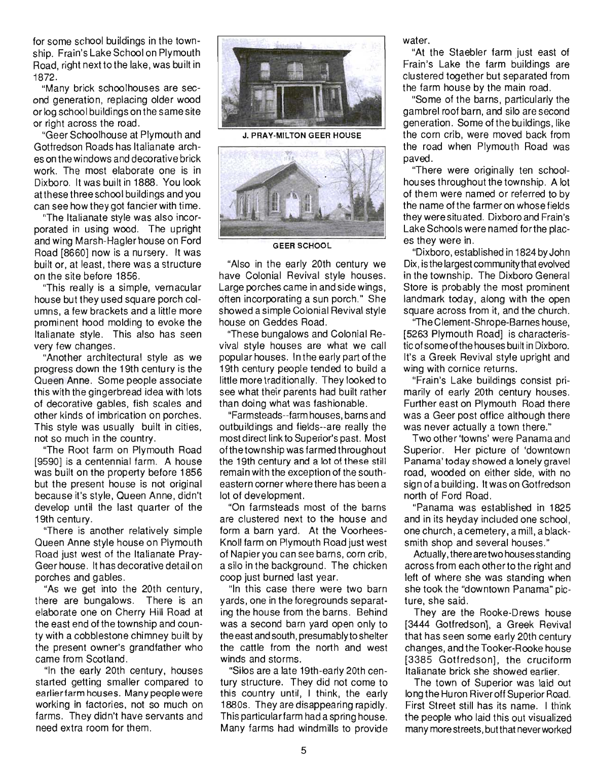for some school buildings in the township. Frain's Lake School on Plymouth Road, right next to the lake, was built in 1872.

"Many brick schoolhouses are second generation, replacing older wood or log school buildings on the same site or right across the road.

"Geer Schoolhouse at Plymouth and Gotfredson Roads has Italianate arches on the windows and decorative brick work. The most elaborate one is in Dixboro. It was built in 1888. You look at these three school buildings and you can see how they got fancier with time.

"The Italianate style was also incorporated in using wood. The upright and wing Marsh-Hagler house on Ford Road [8660] now is a nursery. It was built or, at least, there was a structure on the site before 1856.

"This really is a simple, vernacular house but they used square porch columns, a few brackets and a little more prominent hood molding to evoke the Italianate style. This also has seen very few changes.

"Another architectural style as we progress down the 19th century is the Queen Anne. Some people associate this with the gingerbread idea with lots of decorative gables, fish scales and other kinds of imbrication on porches. This style was usually built in cities, not so much in the country.

"The Root farm on Plymouth Road [9590] is a centennial farm. A house was built on the property before 1856 but the present house is not original because it's style, Queen Anne, didn't develop until the last quarter of the 19th century.

"There is another relatively simple Queen Anne style house on Plymouth Road just west of the Italianate Pray-Geer house. It has decorative detail on porches and gables.

"As we get into the 20th century, there are bungalows. There is an elaborate one on Cherry Hill Road at the east end of the township and county with a cobblestone chimney built by the present owner's grandfather who came from Scotland.

"In the early 20th century, houses started getting smaller compared to earlier farm houses. Many people were working in factories, not so much on farms. They didn't have servants and need extra room for them.

J. PRAY-MILTON GEER HOUSE

GEER SCHOOL

"Also in the early 20th century we have Colonial Revival style houses. Large porches came in and side wings, often incorporating a sun porch." She showed a simple Colonial Revival style house on Geddes Road.

"These bungalows and Colonial Revival style houses are what we call popular houses. In the early part of the 19th century people tended to build a little more traditionally. They looked to see what their parents had built rather than doing what was fashionable.

"Farmsteads--farm houses, barns and outbuildings and fields--are really the most direct link to Superior's past. Most of the township was farmed throughout the 19th century and a lot of these still remain with the exception of the southeastern corner where there has been a lot of development.

"On farmsteads most of the barns are clustered next to the house and form a barn yard. At the Voorhees-Knoll farm on Plymouth Road just west of Napier you can see barns, corn crib, a silo in the background. The chicken coop just burned last year.

"In this case there were two barn yards, one in the foregrounds separating the house from the barns. Behind was a second barn yard open only to the east and south, presumably to shelter the cattle from the north and west winds and storms.

"Silos are a late 19th-early 20th century structure. They did not come to this country until, I think, the early 1880s. They are disappearing rapidly. This particular farm had a spring house. Many farms had windmills to provide water.

"At the Staebler farm just east of Frain's Lake the farm buildings are clustered together but separated from the farm house by the main road.

"Some of the barns, particularly the gambrel roof barn, and silo are second generation. Some of the buildings, like the corn crib, were moved back from the road when Plymouth Road was paved.

"There were originally ten schoolhouses throughout the township. A lot of them were named or referred to by the name of the farmer on whose fields they were situated. Dixboro and Frain's Lake Schools were named for the places they were in.

"Dixboro, established in 1824 by John Dix, is the largest community that evolved in the township. The Dixboro General Store is probably the most prominent landmark today, along with the open square across from it, and the church.

"The Clement-Shrope-Barnes house, [5263 Plymouth Road] is characteristic of some of the houses built in Dixboro. It's a Greek Revival style upright and wing with cornice returns.

"Frain's Lake buildings consist primarily of early 20th century houses. Further east on Plymouth Road there was a Geer post office although there was never actually a town there."

Two other 'towns' were Panama and Superior. Her picture of 'downtown Panama' today showed a lonely gravel road, wooded on either side, with no sign of a building. It was on Gotfredson north of Ford Road.

"Panama was established in 1825 and in its heyday included one school, one church, a cemetery, a mill, a blacksmith shop and several houses."

Actually, there are two houses standing across from each other to the right and left of where she was standing when she took the "downtown Panama" picture, she said.

They are the Rooke-Drews house [3444 Gotfredson], a Greek Revival that has seen some early 20th century changes, and the Tooker-Rooke house [3385 Gotfredson], the cruciform Italianate brick she showed earlier.

The town of Superior was laid out long the Huron River off Superior Road. First Street still has its name. I think the people who laid this out visualized many more streets, but that never worked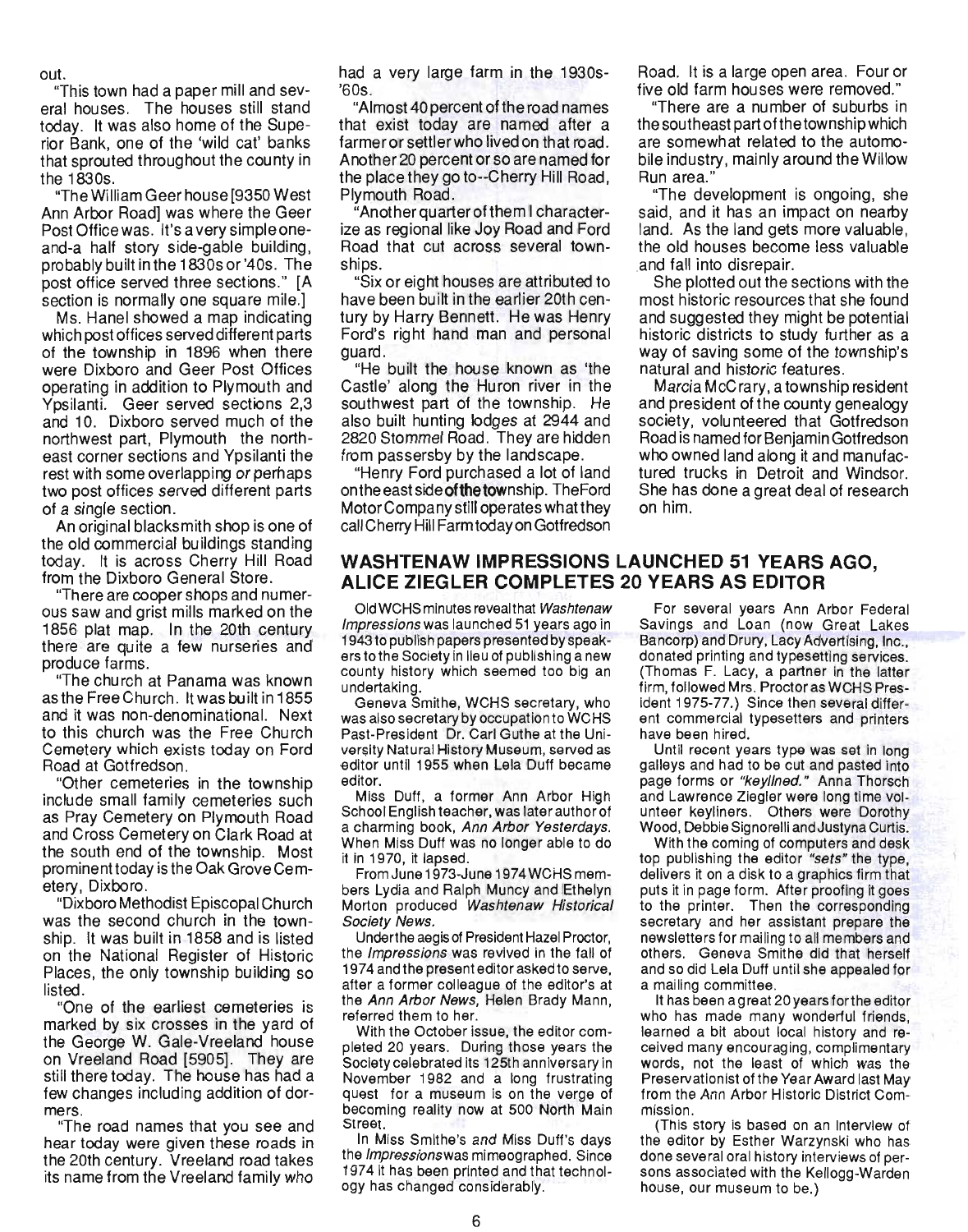out.

"This town had a paper mill and several houses. The houses still stand today. It was also home of the Superior Bank, one of the 'wild cat' banks that sprouted throughout the county in the 1830s.

"The William Geer house [9350 West Ann Arbor Road] was where the Geer Post Office was. It's a very simple one-and-a half story side-gable building, probably built in the 1830s or '40s. The post office served three sections." [A section is normally one square mile.]

Ms. Hanel showed a map indicating which post offices served different parts of the township in 1896 when there were Dixboro and Geer Post Offices operating in addition to Plymouth and Ypsilanti. Geer served sections 2,3 and 10. Dixboro served much of the northwest part, Plymouth the northeast corner sections and Ypsilanti the rest with some overlapping or perhaps two post offices served different parts of a single section.

An original blacksmith shop is one of the old commercial buildings standing today. It is across Cherry Hill Road from the Dixboro General Store.

"There are cooper shops and numerous saw and grist mills marked on the 1856 plat map. In the 20th century there are quite a few nurseries and produce farms.

"The church at Panama was known as the Free Church. It was built in 1855 and it was non-denominational. Next to this church was the Free Church Cemetery which exists today on Ford Road at Gotfredson.

"Other cemeteries in the township include small family cemeteries such as Pray Cemetery on Plymouth Road and Cross Cemetery on Clark Road at the south end of the township. Most prominent today is the Oak Grove Cemetery, Dixboro.

"Dixboro Methodist Episcopal Church was the second church in the township. It was built in 1858 and is listed on the National Register of Historic Places, the only township building so listed.

"One of the earliest cemeteries is marked by six crosses in the yard of the George W. Gale-Vreeland house on Vreeland Road [5905]. They are still there today. The house has had a few changes including addition of dormers.

"The road names that you see and hear today were given these roads in the 20th century. Vreeland road takes its name from the Vreeland family who had a very large farm in the 1930s-'60s.

"Almost 40 percent of the road names that exist today are named after a farmer or settler who lived on that road. Another 20 percent or so are named for the place they go to--Cherry Hill Road, Plymouth Road.

"Another quarter of them I characterize as regional like Joy Road and Ford Road that cut across several townships.

"Six or eight houses are attributed to have been built in the earlier 20th century by Harry Bennett. He was Henry Ford's right hand man and personal guard.

"He built the house known as 'the Castle' along the Huron river in the southwest part of the township. He also built hunting lodges at 2944 and 2820 Stommel Road. They are hidden from passersby by the landscape.

"Henry Ford purchased a lot of land on the east side of the township. The Ford Motor Company still operates what they call Cherry Hill Farm today on Gotfredson Road. It is a large open area. Four or five old farm houses were removed."

"There are a number of suburbs in the southeast part of the township which are somewhat related to the automobile industry, mainly around the Willow Run area."

"The development is ongoing, she said, and it has an impact on nearby land. As the land gets more valuable, the old houses become less valuable and fall into disrepair.

She plotted out the sections with the most historic resources that she found and suggested they might be potential historic districts to study further as a way of saving some of the township's natural and historic features.

Marcia McCrary, a township resident and president of the county genealogy society, volunteered that Gotfredson Road is named for Benjamin Gotfredson who owned land along it and manufactured trucks in Detroit and Windsor. She has done a great deal of research on him.

## WASHTENAW IMPRESSIONS LAUNCHED 51 YEARS AGO, ALICE ZIEGLER COMPLETES 20 YEARS AS EDITOR

Old WCHS minutes reveal that *Washtenaw Impressions* was launched 51 years ago in 1943 to publish papers presented by speakers to the Society in lieu of publishing a new county history which seemed too big an undertaking.

Geneva Smithe, WCHS secretary, who was also secretary by occupation to WCHS Past-President Dr. Carl Guthe at the University Natural History Museum, served as editor until 1955 when Lela Duff became editor.

Miss Duff, a former Ann Arbor High School English teacher, was later author of a charming book, *Ann Arbor Yesterdays*. When Miss Duff was no longer able to do it in 1970, it lapsed.

From June 1973-June 1974 WCHS members Lydia and Ralph Muncy and Ethelyn Morton produced *Washtenaw Historical Society News.*

Under the aegis of President Hazel Proctor, the *Impressions* was revived in the fall of 1974 and the present editor asked to serve, after a former colleague of the editor's at the *Ann Arbor News*, Helen Brady Mann, referred them to her.

With the October issue, the editor completed 20 years. During those years the Society celebrated its 125th anniversary in November 1982 and a long frustrating quest for a museum is on the verge of becoming reality now at 500 North Main Street.

In Miss Smithe's and Miss Duff's days the *Impressions* was mimeographed. Since 1974 it has been printed and that technology has changed considerably.

For several years Ann Arbor Federal Savings and Loan (now Great Lakes Bancorp) and Drury, Lacy Advertising, Inc., donated printing and typesetting services. (Thomas F. Lacy, a partner in the latter firm, followed Mrs. Proctor as WCHS President 1975-77.) Since then several different commercial typesetters and printers have been hired.

Until recent years type was set in long galleys and had to be cut and pasted into page forms or *"keylined."* Anna Thorsch and Lawrence Ziegler were long time volunteer keyliners. Others were Dorothy Wood, Debbie Signorelli and Justyna Curtis.

With the coming of computers and desk top publishing the editor *"sets"* the type, delivers it on a disk to a graphics firm that puts it in page form. After proofing it goes to the printer. Then the corresponding secretary and her assistant prepare the newsletters for mailing to all members and others. Geneva Smithe did that herself and so did Lela Duff until she appealed for a mailing committee.

It has been a great 20 years for the editor who has made many wonderful friends, learned a bit about local history and received many encouraging, complimentary words, not the least of which was the Preservationist of the Year Award last May from the Ann Arbor Historic District Commission.

(This story is based on an interview of the editor by Esther Warzynski who has done several oral history interviews of persons associated with the Kellogg-Warden house, our museum to be.)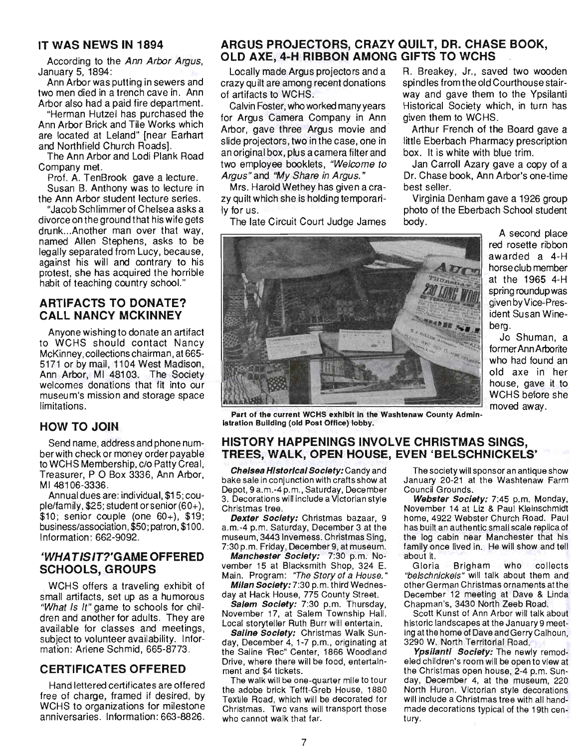## IT WAS NEWS IN 1894

According to the *Ann Arbor Argus*, January 5, 1894:

Ann Arbor was putting in sewers and two men died in a trench cave in. Ann Arbor also had a paid fire department.

"Herman Hutzel has purchased the Ann Arbor Brick and Tile Works which are located at Leland" [near Earhart and Northfield Church Roads].

The Ann Arbor and Lodi Plank Road Company met.

Prof. A. TenBrook gave a lecture.

Susan B. Anthony was to lecture in the Ann Arbor student lecture series.

"Jacob Schlimmer of Chelsea asks a divorce on the ground that his wife gets drunk...Another man over that way, named Allen Stephens, asks to be legally separated from Lucy, because, against his will and contrary to his protest, she has acquired the horrible habit of teaching country school."

## ARTIFACTS TO DONATE? CALL NANCY MCKINNEY

Anyone wishing to donate an artifact to WCHS should contact Nancy McKinney, collections chairman, at 665-5171 or by mail, 1104 West Madison, Ann Arbor, MI 48103. The Society welcomes donations that fit into our museum's mission and storage space limitations.

## HOW TO JOIN

Send name, address and phone number with check or money order payable to WCHS Membership, c/o Patty Creal, Treasurer, P O Box 3336, Ann Arbor, MI 48106-3336.

Annual dues are: individual, $15; couple/family, $25; student or senior (60+), $10; senior couple (one 60+), $19; business/association, $50; patron, $100. Information: 662-9092.

## *'WHAT IS IT?'* GAME OFFERED SCHOOLS, GROUPS

WCHS offers a traveling exhibit of small artifacts, set up as a humorous *"What Is It"* game to schools for children and another for adults. They are available for classes and meetings, subject to volunteer availability. Information: Arlene Schmid, 665-8773.

## CERTIFICATES OFFERED

Hand lettered certificates are offered free of charge, framed if desired, by WCHS to organizations for milestone anniversaries. Information: 663-8826.

## ARGUS PROJECTORS, CRAZY QUILT, DR. CHASE BOOK, OLD AXE, 4-H RIBBON AMONG GIFTS TO WCHS

Locally made Argus projectors and a crazy quilt are among recent donations of artifacts to WCHS.

Calvin Foster, who worked many years for Argus Camera Company in Ann Arbor, gave three Argus movie and slide projectors, two in the case, one in an original box, plus a camera filter and two employee booklets, *"Welcome to Argus"* and *"My Share in Argus."*

Mrs. Harold Wethey has given a crazy quilt which she is holding temporarily for us.

The late Circuit Court Judge James R. Breakey, Jr., saved two wooden spindles from the old Courthouse stairway and gave them to the Ypsilanti Historical Society which, in turn has given them to WCHS.

Arthur French of the Board gave a little Eberbach Pharmacy prescription box. It is white with blue trim.

Jan Carroll Azary gave a copy of a Dr. Chase book, Ann Arbor's one-time best seller.

Virginia Denham gave a 1926 group photo of the Eberbach School student body.

A second place red rosette ribbon awarded a 4-H horse club member at the 1965 4-H spring roundup was given by Vice-President Susan Wineberg.

Jo Shuman, a former Ann Arborite who had found an old axe in her house, gave it to WCHS before she moved away.

**Part of the current WCHS exhibit in the Washtenaw County Administration Building (old Post Office) lobby.**

## HISTORY HAPPENINGS INVOLVE CHRISTMAS SINGS, TREES, WALK, OPEN HOUSE, EVEN 'BELSCHNICKELS'

***Chelsea Historical Society:*** Candy and bake sale in conjunction with crafts show at Depot, 9 a.m.-4 p.m., Saturday, December 3. Decorations will include a Victorian style Christmas tree.

***Dexter Society:*** Christmas bazaar, 9 a.m.-4 p.m. Saturday, December 3 at the museum, 3443 Inverness. Christmas Sing, 7:30 p.m. Friday, December 9, at museum.

***Manchester Society:*** 7:30 p.m. November 15 at Blacksmith Shop, 324 E. Main. Program: *"The Story of a House."*

***Milan Society:*** 7:30 p.m. third Wednesday at Hack House, 775 County Street.

***Salem Society:*** 7:30 p.m. Thursday, November 17, at Salem Township Hall. Local storyteller Ruth Burr will entertain.

***Saline Society:*** Christmas Walk Sunday, December 4, 1-7 p.m., originating at the Saline 'Rec" Center, 1866 Woodland Drive, where there will be food, entertainment and $4 tickets.

The walk will be one-quarter mile to tour the adobe brick Tefft-Greb House, 1880 Textile Road, which will be decorated for Christmas. Two vans will transport those who cannot walk that far.

The society will sponsor an antique show January 20-21 at the Washtenaw Farm Council Grounds.

***Webster Society:*** 7:45 p.m. Monday, November 14 at Liz & Paul Kleinschmidt home, 4922 Webster Church Road. Paul has built an authentic small scale replica of the log cabin near Manchester that his family once lived in. He will show and tell about it.

Gloria Brigham who collects *"belschnickels"* will talk about them and other German Christmas ornaments at the December 12 meeting at Dave & Linda Chapman's, 3430 North Zeeb Road.

Scott Kunst of Ann Arbor will talk about historic landscapes at the January 9 meeting at the home of Dave and Gerry Calhoun, 3290 W. North Territorial Road.

***Ypsilanti Society:*** The newly remodeled children's room will be open to view at the Christmas open house, 2-4 p.m. Sunday, December 4, at the museum, 220 North Huron. Victorian style decorations will include a Christmas tree with all handmade decorations typical of the 19th century.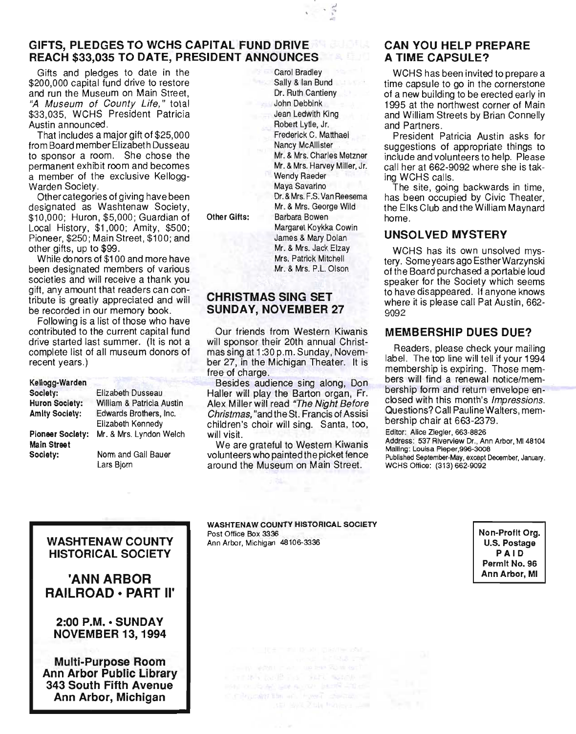## GIFTS, PLEDGES TO WCHS CAPITAL FUND DRIVE REACH $33,035 TO DATE, PRESIDENT ANNOUNCES

Gifts and pledges to date in the $200,000 capital fund drive to restore and run the Museum on Main Street, *"A Museum of County Life,"* total $33,035, WCHS President Patricia Austin announced.

That includes a major gift of $25,000 from Board member Elizabeth Dusseau to sponsor a room. She chose the permanent exhibit room and becomes a member of the exclusive Kellogg-Warden Society.

Other categories of giving have been designated as Washtenaw Society, $10,000; Huron, $5,000; Guardian of Local History, $1,000; Amity, $500; Pioneer, $250; Main Street, $100; and other gifts, up to $99.

While donors of $100 and more have been designated members of various societies and will receive a thank you gift, any amount that readers can contribute is greatly appreciated and will be recorded in our memory book.

Following is a list of those who have contributed to the current capital fund drive started last summer. (It is not a complete list of all museum donors of recent years.)

**Kellogg-Warden Society:** Elizabeth Dusseau

**Huron Society:** William & Patricia Austin

**Amity Society:** Edwards Brothers, Inc.; Elizabeth Kennedy

**Pioneer Society:** Mr. & Mrs. Lyndon Welch

**Main Street Society:** Norm and Gail Bauer; Lars Bjorn; Carol Bradley; Sally & Ian Bund; Dr. Ruth Cantieny; John Debbink; Jean Ledwith King; Robert Lytle, Jr.; Frederick C. Matthaei; Nancy McAllister; Mr. & Mrs. Charles Metzner; Mr. & Mrs. Harvey Miller, Jr.; Wendy Raeder; Maya Savarino; Dr. & Mrs. F.S. VanReesema; Mr. & Mrs. George Wild

**Other Gifts:** Barbara Bowen; Margaret Koykka Cowin; James & Mary Dolan; Mr. & Mrs. Jack Elzay; Mrs. Patrick Mitchell; Mr. & Mrs. P.L. Olson

## CHRISTMAS SING SET SUNDAY, NOVEMBER 27

Our friends from Western Kiwanis will sponsor their 20th annual Christmas sing at 1:30 p.m. Sunday, November 27, in the Michigan Theater. It is free of charge.

Besides audience sing along, Don Haller will play the Barton organ, Fr. Alex Miller will read *"The Night Before Christmas,"* and the St. Francis of Assisi children's choir will sing. Santa, too, will visit.

We are grateful to Western Kiwanis volunteers who painted the picket fence around the Museum on Main Street.

## CAN YOU HELP PREPARE A TIME CAPSULE?

WCHS has been invited to prepare a time capsule to go in the cornerstone of a new building to be erected early in 1995 at the northwest corner of Main and William Streets by Brian Connelly and Partners.

President Patricia Austin asks for suggestions of appropriate things to include and volunteers to help. Please call her at 662-9092 where she is taking WCHS calls.

The site, going backwards in time, has been occupied by Civic Theater, the Elks Club and the William Maynard home.

## UNSOLVED MYSTERY

WCHS has its own unsolved mystery. Some years ago Esther Warzynski of the Board purchased a portable loud speaker for the Society which seems to have disappeared. If anyone knows where it is please call Pat Austin, 662-9092

## MEMBERSHIP DUES DUE?

Readers, please check your mailing label. The top line will tell if your 1994 membership is expiring. Those members will find a renewal notice/membership form and return envelope enclosed with this month's *Impressions*. Questions? Call Pauline Walters, membership chair at 663-2379.

Editor: Alice Ziegler, 663-8826
Address: 537 Riverview Dr., Ann Arbor, MI 48104
Mailing: Louisa Pieper, 996-3008
Published September-May, except December, January.
WCHS Office: (313) 662-9092

**WASHTENAW COUNTY HISTORICAL SOCIETY**

**'ANN ARBOR RAILROAD • PART II'**

**2:00 P.M. • SUNDAY NOVEMBER 13, 1994**

**Multi-Purpose Room**
**Ann Arbor Public Library**
**343 South Fifth Avenue**
**Ann Arbor, Michigan**

**WASHTENAW COUNTY HISTORICAL SOCIETY**
Post Office Box 3336
Ann Arbor, Michigan 48106-3336

**Non-Profit Org.**
**U.S. Postage**
**PAID**
**Permit No. 96**
**Ann Arbor, MI**